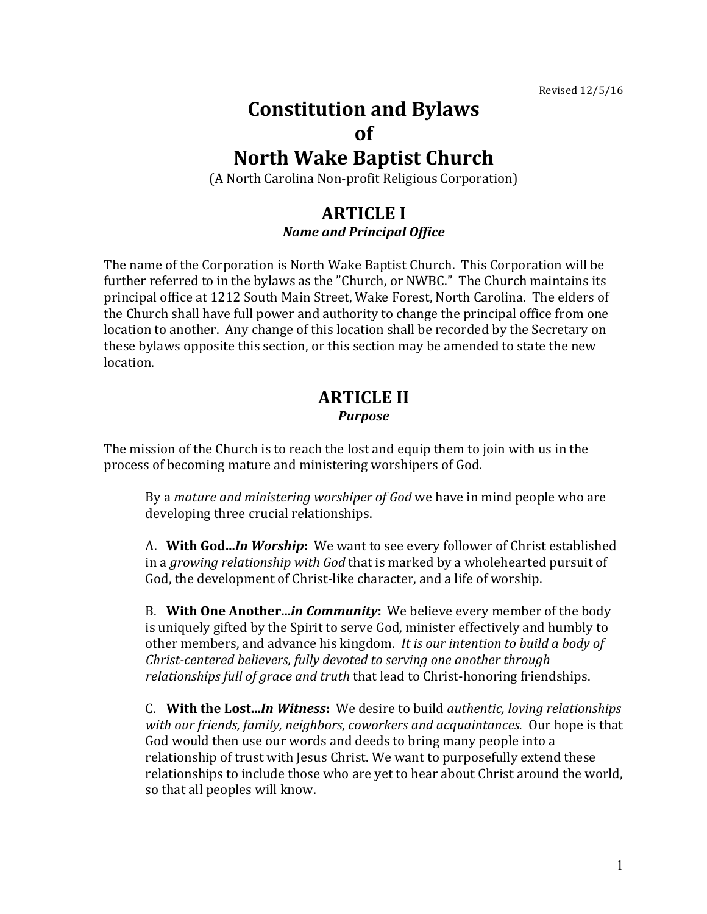Revised 12/5/16

# Constitution and Bylaws of North Wake Baptist Church

(A North Carolina Non-profit Religious Corporation)

## ARTICLE I

### *Name and Principal Office*

The name of the Corporation is North Wake Baptist Church. This Corporation will be further referred to in the bylaws as the "Church, or NWBC." The Church maintains its principal office at 1212 South Main Street, Wake Forest, North Carolina. The elders of the Church shall have full power and authority to change the principal office from one location to another. Any change of this location shall be recorded by the Secretary on these bylaws opposite this section, or this section may be amended to state the new location.

## ARTICLE II

### *Purpose*

The mission of the Church is to reach the lost and equip them to join with us in the process of becoming mature and ministering worshipers of God.

> By a *mature and ministering worshiper of God* we have in mind people who are developing three crucial relationships.
>
> A. **With God...*In Worship*:** We want to see every follower of Christ established in a *growing relationship with God* that is marked by a wholehearted pursuit of God, the development of Christ-like character, and a life of worship.
>
> B. **With One Another...*in Community*:** We believe every member of the body is uniquely gifted by the Spirit to serve God, minister effectively and humbly to other members, and advance his kingdom. *It is our intention to build a body of Christ-centered believers, fully devoted to serving one another through relationships full of grace and truth* that lead to Christ-honoring friendships.
>
> C. **With the Lost...*In Witness*:** We desire to build *authentic, loving relationships with our friends, family, neighbors, coworkers and acquaintances.* Our hope is that God would then use our words and deeds to bring many people into a relationship of trust with Jesus Christ. We want to purposefully extend these relationships to include those who are yet to hear about Christ around the world, so that all peoples will know.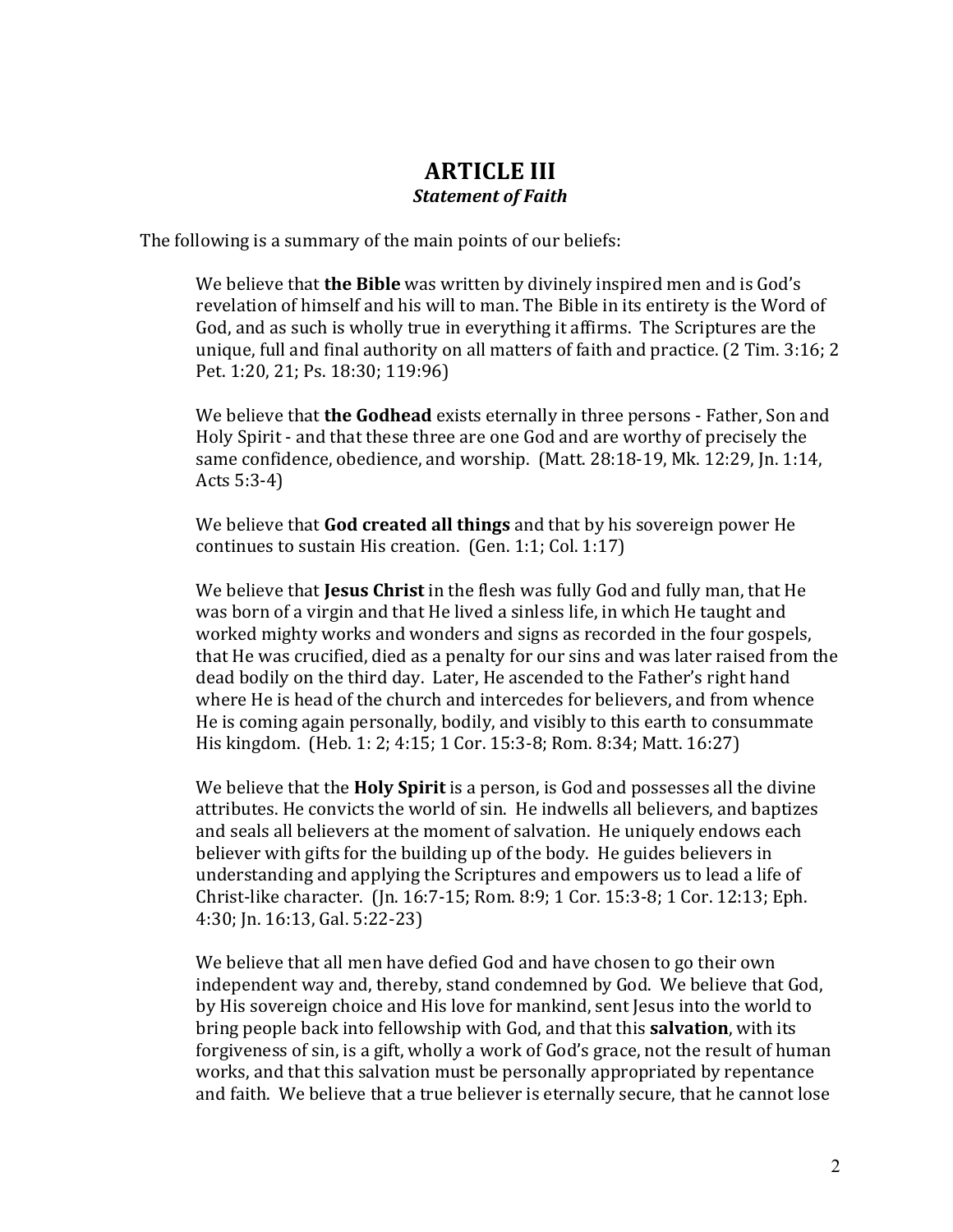# ARTICLE III

***Statement of Faith***

The following is a summary of the main points of our beliefs:

We believe that **the Bible** was written by divinely inspired men and is God's revelation of himself and his will to man. The Bible in its entirety is the Word of God, and as such is wholly true in everything it affirms. The Scriptures are the unique, full and final authority on all matters of faith and practice. (2 Tim. 3:16; 2 Pet. 1:20, 21; Ps. 18:30; 119:96)

We believe that **the Godhead** exists eternally in three persons - Father, Son and Holy Spirit - and that these three are one God and are worthy of precisely the same confidence, obedience, and worship. (Matt. 28:18-19, Mk. 12:29, Jn. 1:14, Acts 5:3-4)

We believe that **God created all things** and that by his sovereign power He continues to sustain His creation. (Gen. 1:1; Col. 1:17)

We believe that **Jesus Christ** in the flesh was fully God and fully man, that He was born of a virgin and that He lived a sinless life, in which He taught and worked mighty works and wonders and signs as recorded in the four gospels, that He was crucified, died as a penalty for our sins and was later raised from the dead bodily on the third day. Later, He ascended to the Father's right hand where He is head of the church and intercedes for believers, and from whence He is coming again personally, bodily, and visibly to this earth to consummate His kingdom. (Heb. 1: 2; 4:15; 1 Cor. 15:3-8; Rom. 8:34; Matt. 16:27)

We believe that the **Holy Spirit** is a person, is God and possesses all the divine attributes. He convicts the world of sin. He indwells all believers, and baptizes and seals all believers at the moment of salvation. He uniquely endows each believer with gifts for the building up of the body. He guides believers in understanding and applying the Scriptures and empowers us to lead a life of Christ-like character. (Jn. 16:7-15; Rom. 8:9; 1 Cor. 15:3-8; 1 Cor. 12:13; Eph. 4:30; Jn. 16:13, Gal. 5:22-23)

We believe that all men have defied God and have chosen to go their own independent way and, thereby, stand condemned by God. We believe that God, by His sovereign choice and His love for mankind, sent Jesus into the world to bring people back into fellowship with God, and that this **salvation**, with its forgiveness of sin, is a gift, wholly a work of God's grace, not the result of human works, and that this salvation must be personally appropriated by repentance and faith. We believe that a true believer is eternally secure, that he cannot lose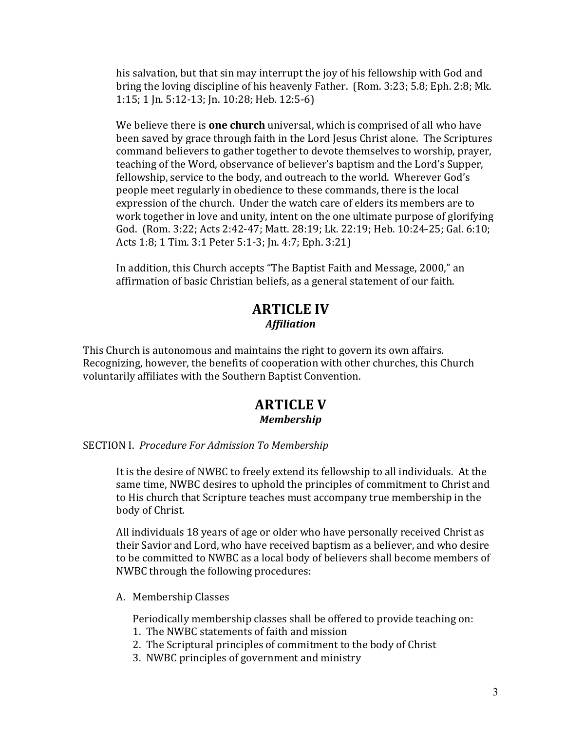his salvation, but that sin may interrupt the joy of his fellowship with God and bring the loving discipline of his heavenly Father. (Rom. 3:23; 5.8; Eph. 2:8; Mk. 1:15; 1 Jn. 5:12-13; Jn. 10:28; Heb. 12:5-6)

We believe there is **one church** universal, which is comprised of all who have been saved by grace through faith in the Lord Jesus Christ alone. The Scriptures command believers to gather together to devote themselves to worship, prayer, teaching of the Word, observance of believer's baptism and the Lord's Supper, fellowship, service to the body, and outreach to the world. Wherever God's people meet regularly in obedience to these commands, there is the local expression of the church. Under the watch care of elders its members are to work together in love and unity, intent on the one ultimate purpose of glorifying God. (Rom. 3:22; Acts 2:42-47; Matt. 28:19; Lk. 22:19; Heb. 10:24-25; Gal. 6:10; Acts 1:8; 1 Tim. 3:1 Peter 5:1-3; Jn. 4:7; Eph. 3:21)

In addition, this Church accepts "The Baptist Faith and Message, 2000," an affirmation of basic Christian beliefs, as a general statement of our faith.

## ARTICLE IV
### *Affiliation*

This Church is autonomous and maintains the right to govern its own affairs. Recognizing, however, the benefits of cooperation with other churches, this Church voluntarily affiliates with the Southern Baptist Convention.

## ARTICLE V
### *Membership*

SECTION I. *Procedure For Admission To Membership*

It is the desire of NWBC to freely extend its fellowship to all individuals. At the same time, NWBC desires to uphold the principles of commitment to Christ and to His church that Scripture teaches must accompany true membership in the body of Christ.

All individuals 18 years of age or older who have personally received Christ as their Savior and Lord, who have received baptism as a believer, and who desire to be committed to NWBC as a local body of believers shall become members of NWBC through the following procedures:

A. Membership Classes

Periodically membership classes shall be offered to provide teaching on:

1. The NWBC statements of faith and mission
2. The Scriptural principles of commitment to the body of Christ
3. NWBC principles of government and ministry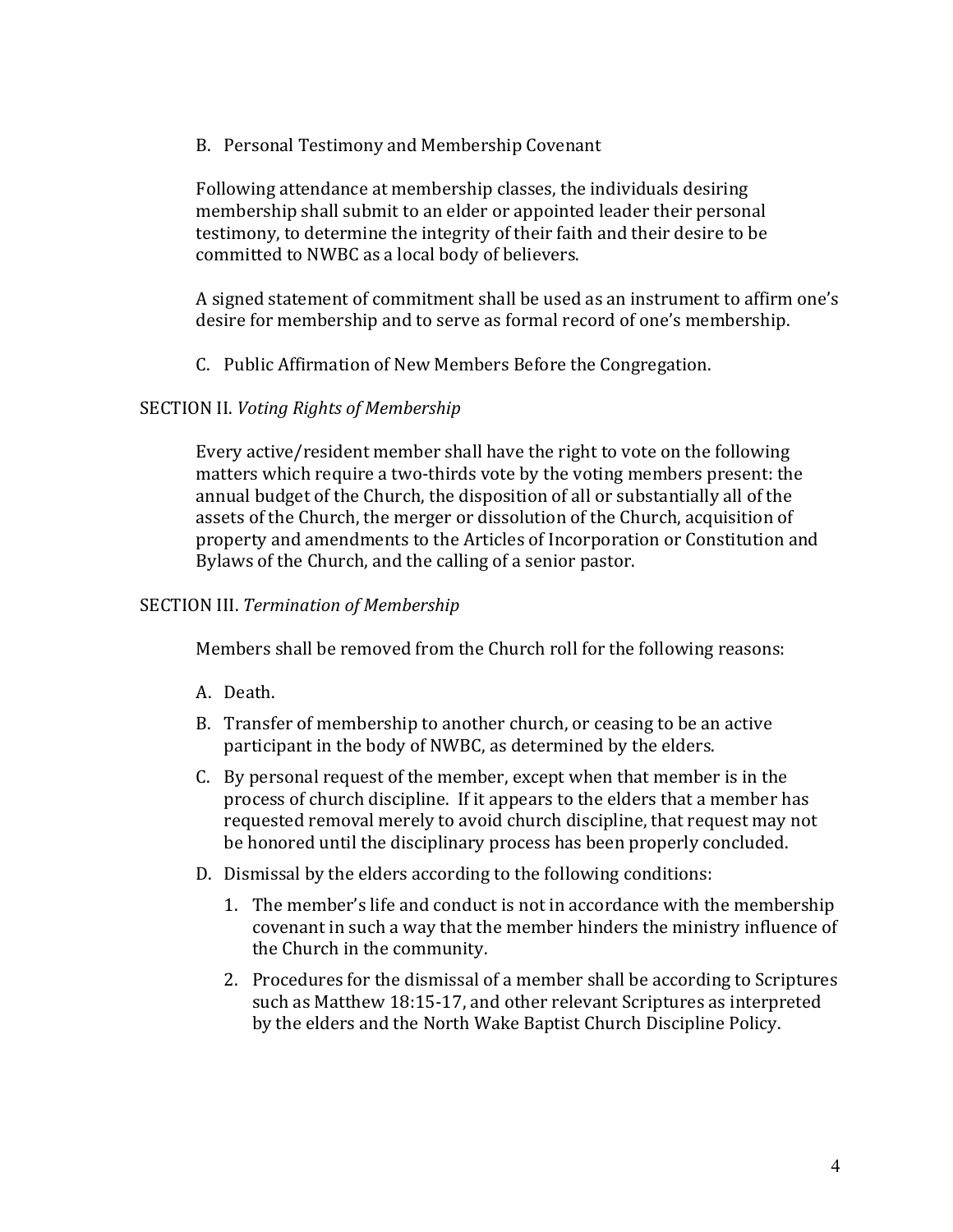B. Personal Testimony and Membership Covenant

Following attendance at membership classes, the individuals desiring membership shall submit to an elder or appointed leader their personal testimony, to determine the integrity of their faith and their desire to be committed to NWBC as a local body of believers.

A signed statement of commitment shall be used as an instrument to affirm one's desire for membership and to serve as formal record of one's membership.

C. Public Affirmation of New Members Before the Congregation.

SECTION II. *Voting Rights of Membership*

Every active/resident member shall have the right to vote on the following matters which require a two-thirds vote by the voting members present: the annual budget of the Church, the disposition of all or substantially all of the assets of the Church, the merger or dissolution of the Church, acquisition of property and amendments to the Articles of Incorporation or Constitution and Bylaws of the Church, and the calling of a senior pastor.

SECTION III. *Termination of Membership*

Members shall be removed from the Church roll for the following reasons:

A. Death.

B. Transfer of membership to another church, or ceasing to be an active participant in the body of NWBC, as determined by the elders.

C. By personal request of the member, except when that member is in the process of church discipline. If it appears to the elders that a member has requested removal merely to avoid church discipline, that request may not be honored until the disciplinary process has been properly concluded.

D. Dismissal by the elders according to the following conditions:

   1. The member's life and conduct is not in accordance with the membership covenant in such a way that the member hinders the ministry influence of the Church in the community.

   2. Procedures for the dismissal of a member shall be according to Scriptures such as Matthew 18:15-17, and other relevant Scriptures as interpreted by the elders and the North Wake Baptist Church Discipline Policy.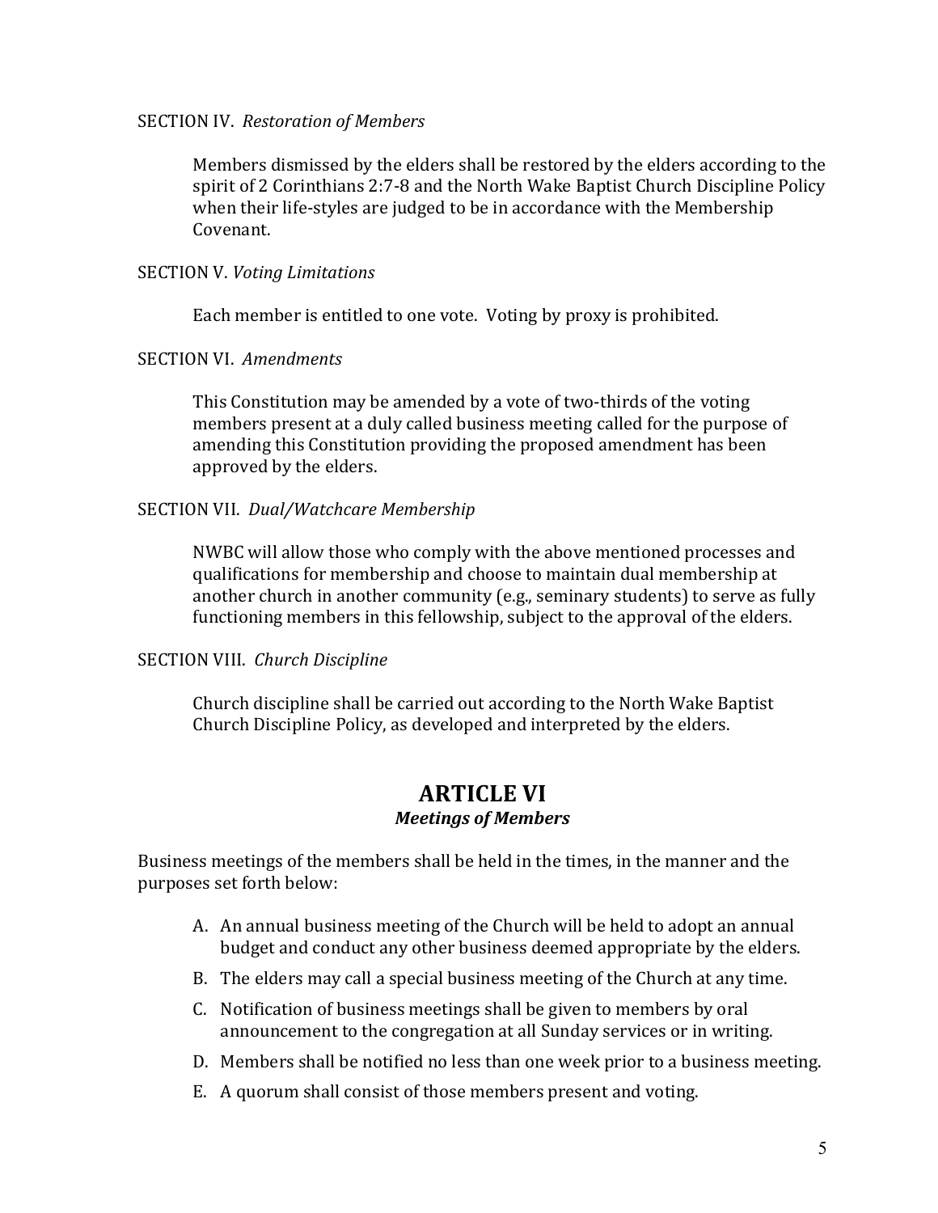SECTION IV. *Restoration of Members*

Members dismissed by the elders shall be restored by the elders according to the spirit of 2 Corinthians 2:7-8 and the North Wake Baptist Church Discipline Policy when their life-styles are judged to be in accordance with the Membership Covenant.

SECTION V. *Voting Limitations*

Each member is entitled to one vote. Voting by proxy is prohibited.

SECTION VI. *Amendments*

This Constitution may be amended by a vote of two-thirds of the voting members present at a duly called business meeting called for the purpose of amending this Constitution providing the proposed amendment has been approved by the elders.

SECTION VII. *Dual/Watchcare Membership*

NWBC will allow those who comply with the above mentioned processes and qualifications for membership and choose to maintain dual membership at another church in another community (e.g., seminary students) to serve as fully functioning members in this fellowship, subject to the approval of the elders.

SECTION VIII. *Church Discipline*

Church discipline shall be carried out according to the North Wake Baptist Church Discipline Policy, as developed and interpreted by the elders.

## ARTICLE VI
### *Meetings of Members*

Business meetings of the members shall be held in the times, in the manner and the purposes set forth below:

A. An annual business meeting of the Church will be held to adopt an annual budget and conduct any other business deemed appropriate by the elders.

B. The elders may call a special business meeting of the Church at any time.

C. Notification of business meetings shall be given to members by oral announcement to the congregation at all Sunday services or in writing.

D. Members shall be notified no less than one week prior to a business meeting.

E. A quorum shall consist of those members present and voting.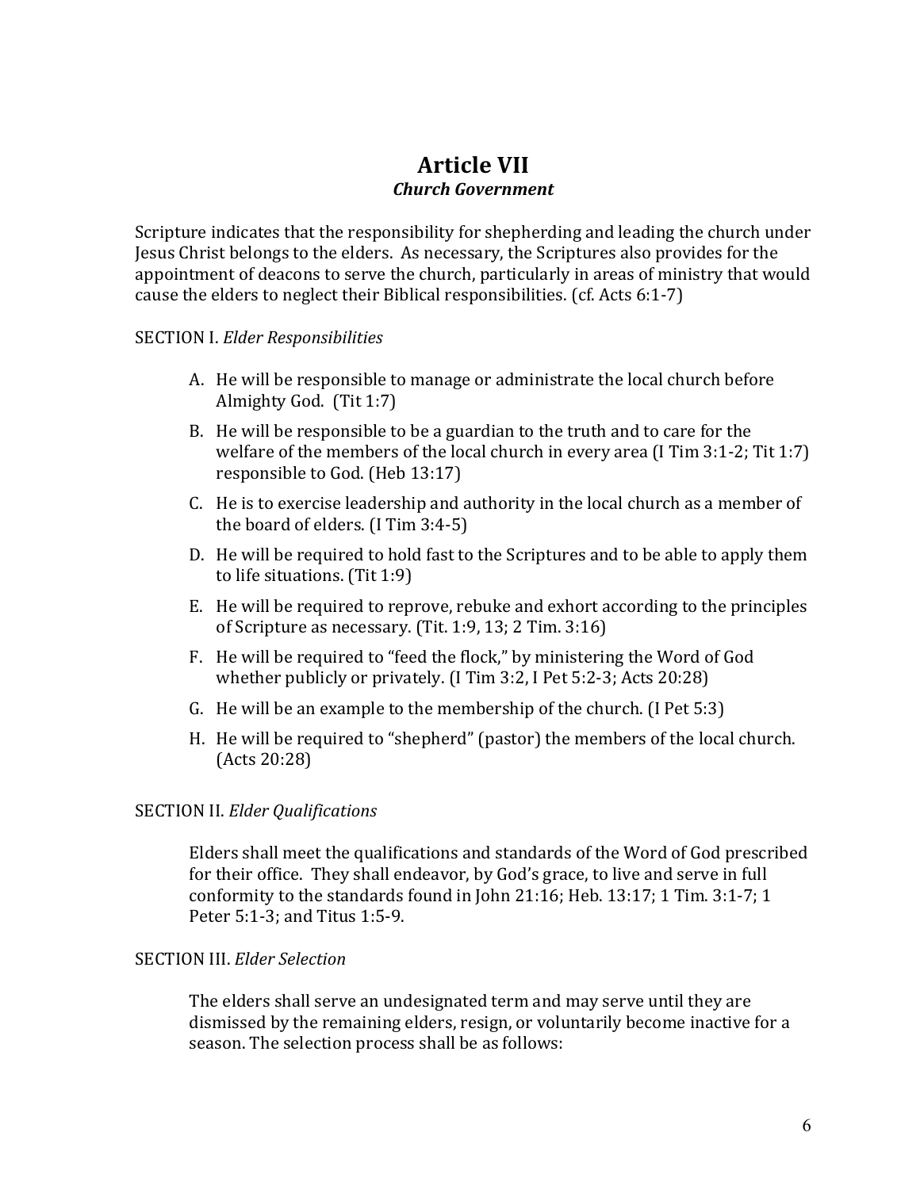# Article VII

### *Church Government*

Scripture indicates that the responsibility for shepherding and leading the church under Jesus Christ belongs to the elders. As necessary, the Scriptures also provides for the appointment of deacons to serve the church, particularly in areas of ministry that would cause the elders to neglect their Biblical responsibilities. (cf. Acts 6:1-7)

SECTION I. *Elder Responsibilities*

A. He will be responsible to manage or administrate the local church before Almighty God. (Tit 1:7)

B. He will be responsible to be a guardian to the truth and to care for the welfare of the members of the local church in every area (I Tim 3:1-2; Tit 1:7) responsible to God. (Heb 13:17)

C. He is to exercise leadership and authority in the local church as a member of the board of elders. (I Tim 3:4-5)

D. He will be required to hold fast to the Scriptures and to be able to apply them to life situations. (Tit 1:9)

E. He will be required to reprove, rebuke and exhort according to the principles of Scripture as necessary. (Tit. 1:9, 13; 2 Tim. 3:16)

F. He will be required to "feed the flock," by ministering the Word of God whether publicly or privately. (I Tim 3:2, I Pet 5:2-3; Acts 20:28)

G. He will be an example to the membership of the church. (I Pet 5:3)

H. He will be required to "shepherd" (pastor) the members of the local church. (Acts 20:28)

SECTION II. *Elder Qualifications*

Elders shall meet the qualifications and standards of the Word of God prescribed for their office. They shall endeavor, by God's grace, to live and serve in full conformity to the standards found in John 21:16; Heb. 13:17; 1 Tim. 3:1-7; 1 Peter 5:1-3; and Titus 1:5-9.

SECTION III. *Elder Selection*

The elders shall serve an undesignated term and may serve until they are dismissed by the remaining elders, resign, or voluntarily become inactive for a season. The selection process shall be as follows: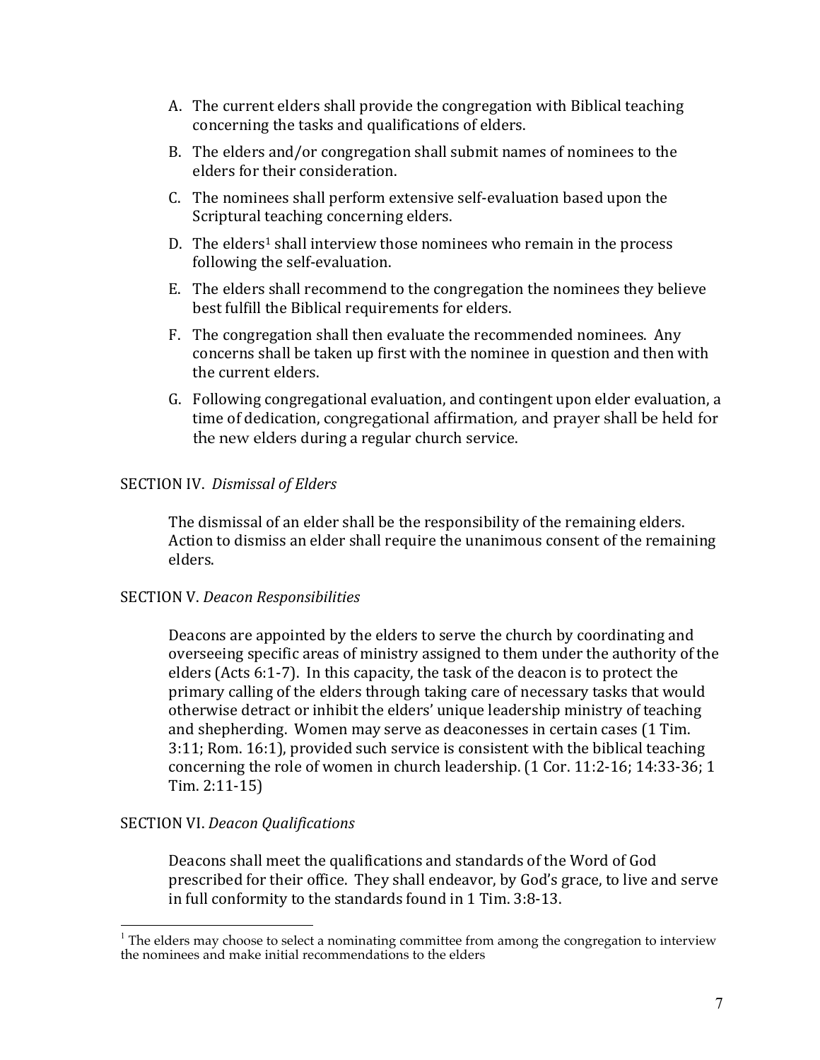A. The current elders shall provide the congregation with Biblical teaching concerning the tasks and qualifications of elders.

B. The elders and/or congregation shall submit names of nominees to the elders for their consideration.

C. The nominees shall perform extensive self-evaluation based upon the Scriptural teaching concerning elders.

D. The elders[1] shall interview those nominees who remain in the process following the self-evaluation.

E. The elders shall recommend to the congregation the nominees they believe best fulfill the Biblical requirements for elders.

F. The congregation shall then evaluate the recommended nominees. Any concerns shall be taken up first with the nominee in question and then with the current elders.

G. Following congregational evaluation, and contingent upon elder evaluation, a time of dedication, congregational affirmation, and prayer shall be held for the new elders during a regular church service.

SECTION IV. *Dismissal of Elders*

The dismissal of an elder shall be the responsibility of the remaining elders. Action to dismiss an elder shall require the unanimous consent of the remaining elders.

SECTION V. *Deacon Responsibilities*

Deacons are appointed by the elders to serve the church by coordinating and overseeing specific areas of ministry assigned to them under the authority of the elders (Acts 6:1-7). In this capacity, the task of the deacon is to protect the primary calling of the elders through taking care of necessary tasks that would otherwise detract or inhibit the elders' unique leadership ministry of teaching and shepherding. Women may serve as deaconesses in certain cases (1 Tim. 3:11; Rom. 16:1), provided such service is consistent with the biblical teaching concerning the role of women in church leadership. (1 Cor. 11:2-16; 14:33-36; 1 Tim. 2:11-15)

SECTION VI. *Deacon Qualifications*

Deacons shall meet the qualifications and standards of the Word of God prescribed for their office. They shall endeavor, by God's grace, to live and serve in full conformity to the standards found in 1 Tim. 3:8-13.

---

[1] The elders may choose to select a nominating committee from among the congregation to interview the nominees and make initial recommendations to the elders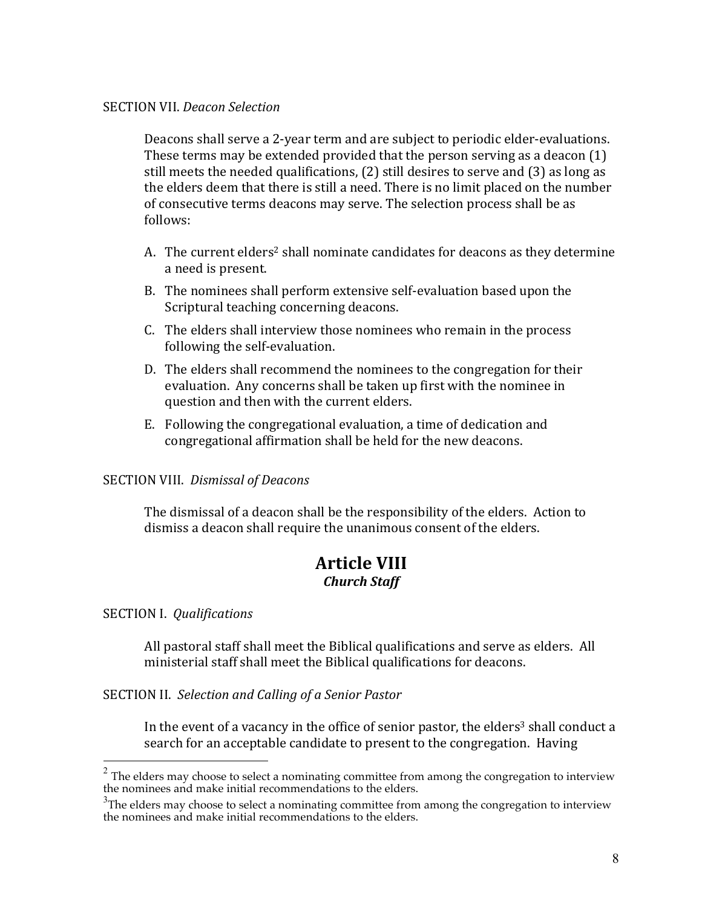SECTION VII. *Deacon Selection*

Deacons shall serve a 2-year term and are subject to periodic elder-evaluations. These terms may be extended provided that the person serving as a deacon (1) still meets the needed qualifications, (2) still desires to serve and (3) as long as the elders deem that there is still a need. There is no limit placed on the number of consecutive terms deacons may serve. The selection process shall be as follows:

A. The current elders[2] shall nominate candidates for deacons as they determine a need is present.
B. The nominees shall perform extensive self-evaluation based upon the Scriptural teaching concerning deacons.
C. The elders shall interview those nominees who remain in the process following the self-evaluation.
D. The elders shall recommend the nominees to the congregation for their evaluation. Any concerns shall be taken up first with the nominee in question and then with the current elders.
E. Following the congregational evaluation, a time of dedication and congregational affirmation shall be held for the new deacons.

SECTION VIII. *Dismissal of Deacons*

The dismissal of a deacon shall be the responsibility of the elders. Action to dismiss a deacon shall require the unanimous consent of the elders.

## Article VIII
### *Church Staff*

SECTION I. *Qualifications*

All pastoral staff shall meet the Biblical qualifications and serve as elders. All ministerial staff shall meet the Biblical qualifications for deacons.

SECTION II. *Selection and Calling of a Senior Pastor*

In the event of a vacancy in the office of senior pastor, the elders[3] shall conduct a search for an acceptable candidate to present to the congregation. Having

[2] The elders may choose to select a nominating committee from among the congregation to interview the nominees and make initial recommendations to the elders.

[3] The elders may choose to select a nominating committee from among the congregation to interview the nominees and make initial recommendations to the elders.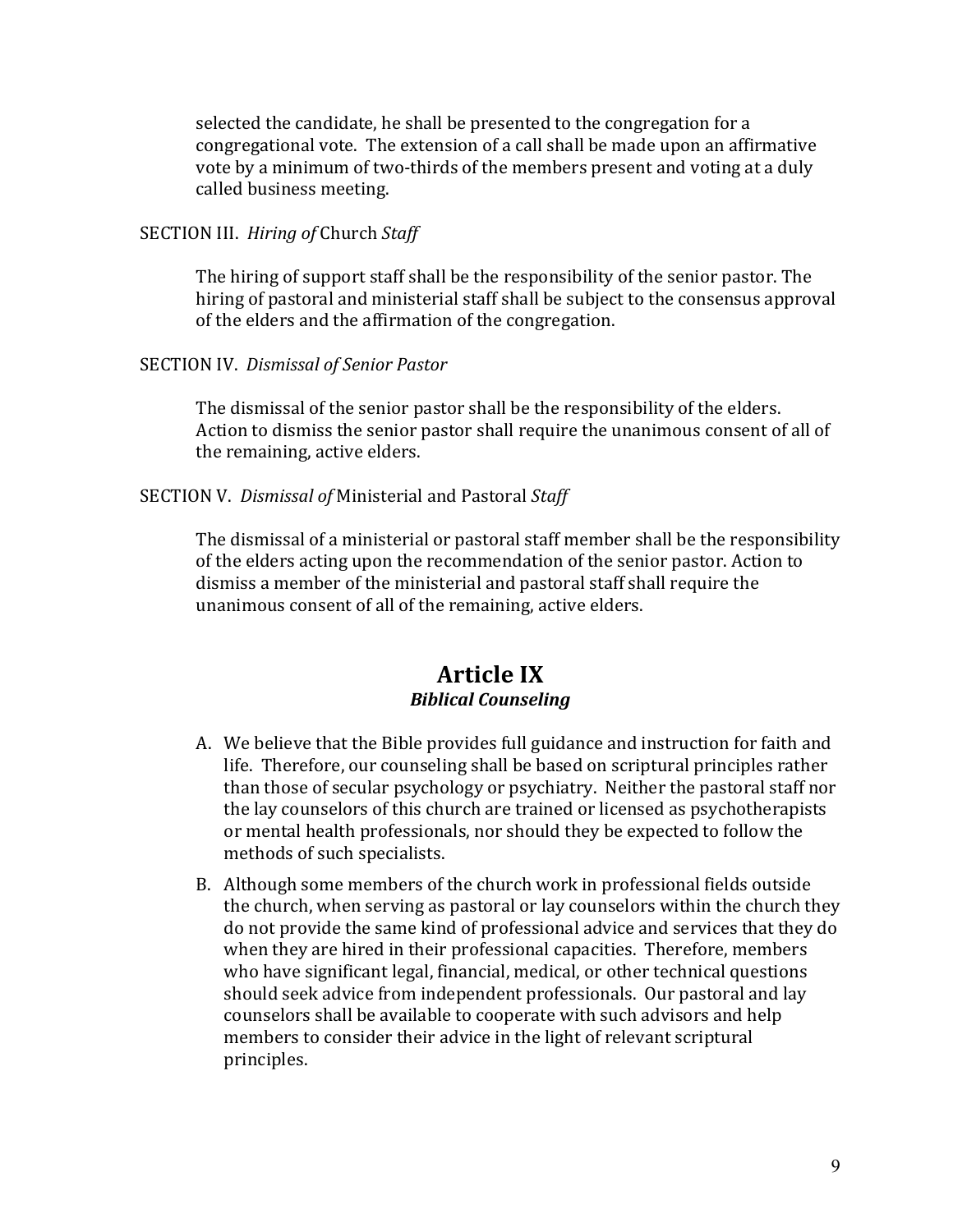selected the candidate, he shall be presented to the congregation for a congregational vote. The extension of a call shall be made upon an affirmative vote by a minimum of two-thirds of the members present and voting at a duly called business meeting.

SECTION III. *Hiring of* Church *Staff*

The hiring of support staff shall be the responsibility of the senior pastor. The hiring of pastoral and ministerial staff shall be subject to the consensus approval of the elders and the affirmation of the congregation.

SECTION IV. *Dismissal of Senior Pastor*

The dismissal of the senior pastor shall be the responsibility of the elders. Action to dismiss the senior pastor shall require the unanimous consent of all of the remaining, active elders.

SECTION V. *Dismissal of* Ministerial and Pastoral *Staff*

The dismissal of a ministerial or pastoral staff member shall be the responsibility of the elders acting upon the recommendation of the senior pastor. Action to dismiss a member of the ministerial and pastoral staff shall require the unanimous consent of all of the remaining, active elders.

## Article IX
### ***Biblical Counseling***

A. We believe that the Bible provides full guidance and instruction for faith and life. Therefore, our counseling shall be based on scriptural principles rather than those of secular psychology or psychiatry. Neither the pastoral staff nor the lay counselors of this church are trained or licensed as psychotherapists or mental health professionals, nor should they be expected to follow the methods of such specialists.

B. Although some members of the church work in professional fields outside the church, when serving as pastoral or lay counselors within the church they do not provide the same kind of professional advice and services that they do when they are hired in their professional capacities. Therefore, members who have significant legal, financial, medical, or other technical questions should seek advice from independent professionals. Our pastoral and lay counselors shall be available to cooperate with such advisors and help members to consider their advice in the light of relevant scriptural principles.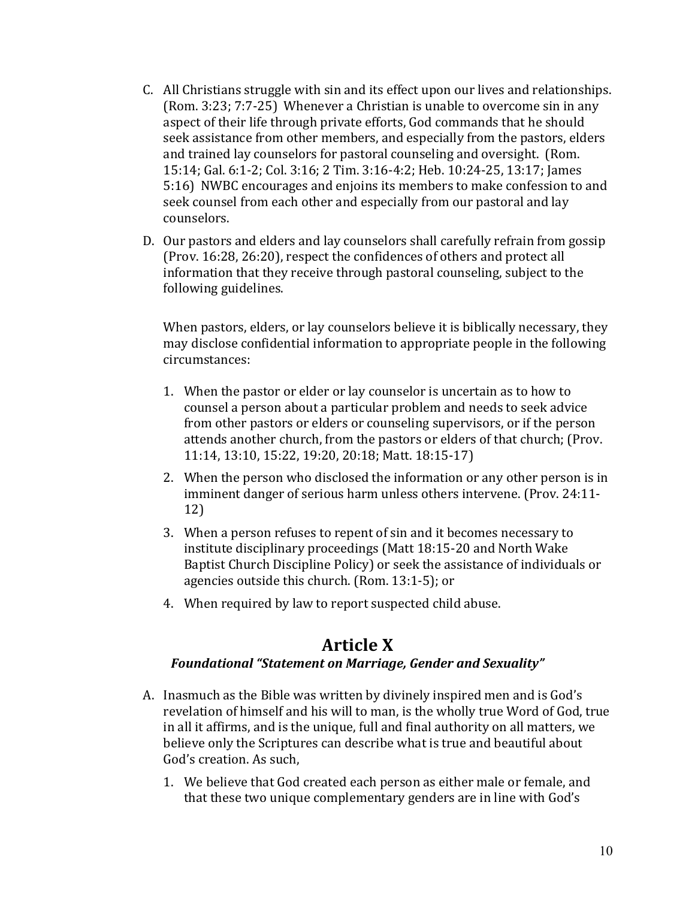C. All Christians struggle with sin and its effect upon our lives and relationships. (Rom. 3:23; 7:7-25) Whenever a Christian is unable to overcome sin in any aspect of their life through private efforts, God commands that he should seek assistance from other members, and especially from the pastors, elders and trained lay counselors for pastoral counseling and oversight. (Rom. 15:14; Gal. 6:1-2; Col. 3:16; 2 Tim. 3:16-4:2; Heb. 10:24-25, 13:17; James 5:16) NWBC encourages and enjoins its members to make confession to and seek counsel from each other and especially from our pastoral and lay counselors.

D. Our pastors and elders and lay counselors shall carefully refrain from gossip (Prov. 16:28, 26:20), respect the confidences of others and protect all information that they receive through pastoral counseling, subject to the following guidelines.

   When pastors, elders, or lay counselors believe it is biblically necessary, they may disclose confidential information to appropriate people in the following circumstances:

   1. When the pastor or elder or lay counselor is uncertain as to how to counsel a person about a particular problem and needs to seek advice from other pastors or elders or counseling supervisors, or if the person attends another church, from the pastors or elders of that church; (Prov. 11:14, 13:10, 15:22, 19:20, 20:18; Matt. 18:15-17)
   2. When the person who disclosed the information or any other person is in imminent danger of serious harm unless others intervene. (Prov. 24:11-12)
   3. When a person refuses to repent of sin and it becomes necessary to institute disciplinary proceedings (Matt 18:15-20 and North Wake Baptist Church Discipline Policy) or seek the assistance of individuals or agencies outside this church. (Rom. 13:1-5); or
   4. When required by law to report suspected child abuse.

## Article X

### *Foundational "Statement on Marriage, Gender and Sexuality"*

A. Inasmuch as the Bible was written by divinely inspired men and is God's revelation of himself and his will to man, is the wholly true Word of God, true in all it affirms, and is the unique, full and final authority on all matters, we believe only the Scriptures can describe what is true and beautiful about God's creation. As such,

   1. We believe that God created each person as either male or female, and that these two unique complementary genders are in line with God's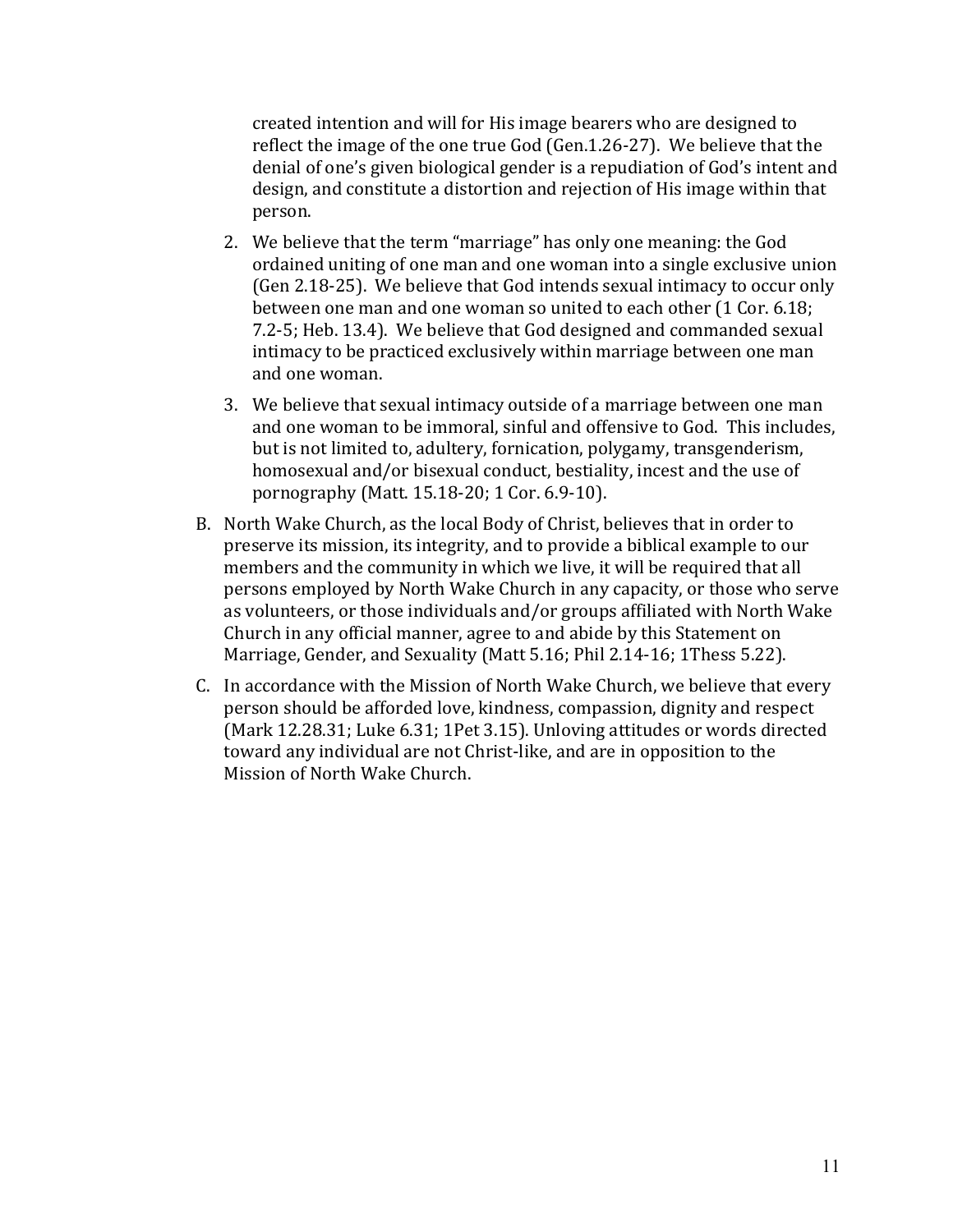created intention and will for His image bearers who are designed to reflect the image of the one true God (Gen.1.26-27). We believe that the denial of one's given biological gender is a repudiation of God's intent and design, and constitute a distortion and rejection of His image within that person.

2. We believe that the term "marriage" has only one meaning: the God ordained uniting of one man and one woman into a single exclusive union (Gen 2.18-25). We believe that God intends sexual intimacy to occur only between one man and one woman so united to each other (1 Cor. 6.18; 7.2-5; Heb. 13.4). We believe that God designed and commanded sexual intimacy to be practiced exclusively within marriage between one man and one woman.
3. We believe that sexual intimacy outside of a marriage between one man and one woman to be immoral, sinful and offensive to God. This includes, but is not limited to, adultery, fornication, polygamy, transgenderism, homosexual and/or bisexual conduct, bestiality, incest and the use of pornography (Matt. 15.18-20; 1 Cor. 6.9-10).

B. North Wake Church, as the local Body of Christ, believes that in order to preserve its mission, its integrity, and to provide a biblical example to our members and the community in which we live, it will be required that all persons employed by North Wake Church in any capacity, or those who serve as volunteers, or those individuals and/or groups affiliated with North Wake Church in any official manner, agree to and abide by this Statement on Marriage, Gender, and Sexuality (Matt 5.16; Phil 2.14-16; 1Thess 5.22).

C. In accordance with the Mission of North Wake Church, we believe that every person should be afforded love, kindness, compassion, dignity and respect (Mark 12.28.31; Luke 6.31; 1Pet 3.15). Unloving attitudes or words directed toward any individual are not Christ-like, and are in opposition to the Mission of North Wake Church.